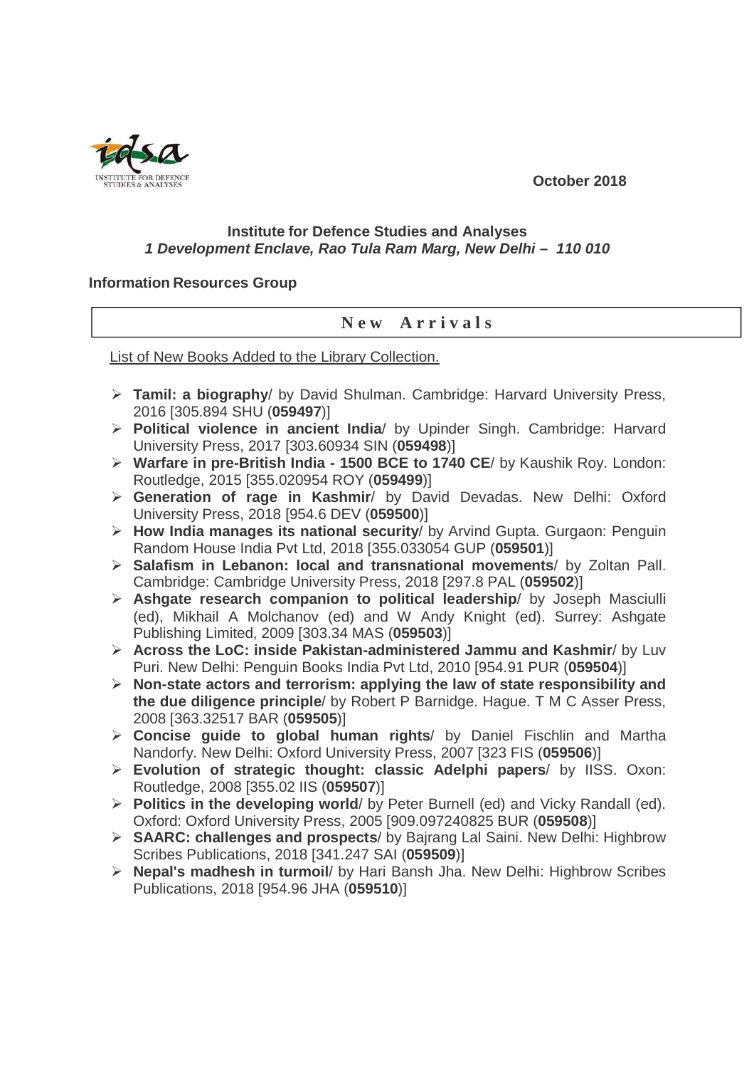October 2018

**Institute for Defence Studies and Analyses**
***1 Development Enclave, Rao Tula Ram Marg, New Delhi – 110 010***

**Information Resources Group**

## New Arrivals

List of New Books Added to the Library Collection.

- **Tamil: a biography**/ by David Shulman. Cambridge: Harvard University Press, 2016 [305.894 SHU (**059497**)]
- **Political violence in ancient India**/ by Upinder Singh. Cambridge: Harvard University Press, 2017 [303.60934 SIN (**059498**)]
- **Warfare in pre-British India - 1500 BCE to 1740 CE**/ by Kaushik Roy. London: Routledge, 2015 [355.020954 ROY (**059499**)]
- **Generation of rage in Kashmir**/ by David Devadas. New Delhi: Oxford University Press, 2018 [954.6 DEV (**059500**)]
- **How India manages its national security**/ by Arvind Gupta. Gurgaon: Penguin Random House India Pvt Ltd, 2018 [355.033054 GUP (**059501**)]
- **Salafism in Lebanon: local and transnational movements**/ by Zoltan Pall. Cambridge: Cambridge University Press, 2018 [297.8 PAL (**059502**)]
- **Ashgate research companion to political leadership**/ by Joseph Masciulli (ed), Mikhail A Molchanov (ed) and W Andy Knight (ed). Surrey: Ashgate Publishing Limited, 2009 [303.34 MAS (**059503**)]
- **Across the LoC: inside Pakistan-administered Jammu and Kashmir**/ by Luv Puri. New Delhi: Penguin Books India Pvt Ltd, 2010 [954.91 PUR (**059504**)]
- **Non-state actors and terrorism: applying the law of state responsibility and the due diligence principle**/ by Robert P Barnidge. Hague. T M C Asser Press, 2008 [363.32517 BAR (**059505**)]
- **Concise guide to global human rights**/ by Daniel Fischlin and Martha Nandorfy. New Delhi: Oxford University Press, 2007 [323 FIS (**059506**)]
- **Evolution of strategic thought: classic Adelphi papers**/ by IISS. Oxon: Routledge, 2008 [355.02 IIS (**059507**)]
- **Politics in the developing world**/ by Peter Burnell (ed) and Vicky Randall (ed). Oxford: Oxford University Press, 2005 [909.097240825 BUR (**059508**)]
- **SAARC: challenges and prospects**/ by Bajrang Lal Saini. New Delhi: Highbrow Scribes Publications, 2018 [341.247 SAI (**059509**)]
- **Nepal's madhesh in turmoil**/ by Hari Bansh Jha. New Delhi: Highbrow Scribes Publications, 2018 [954.96 JHA (**059510**)]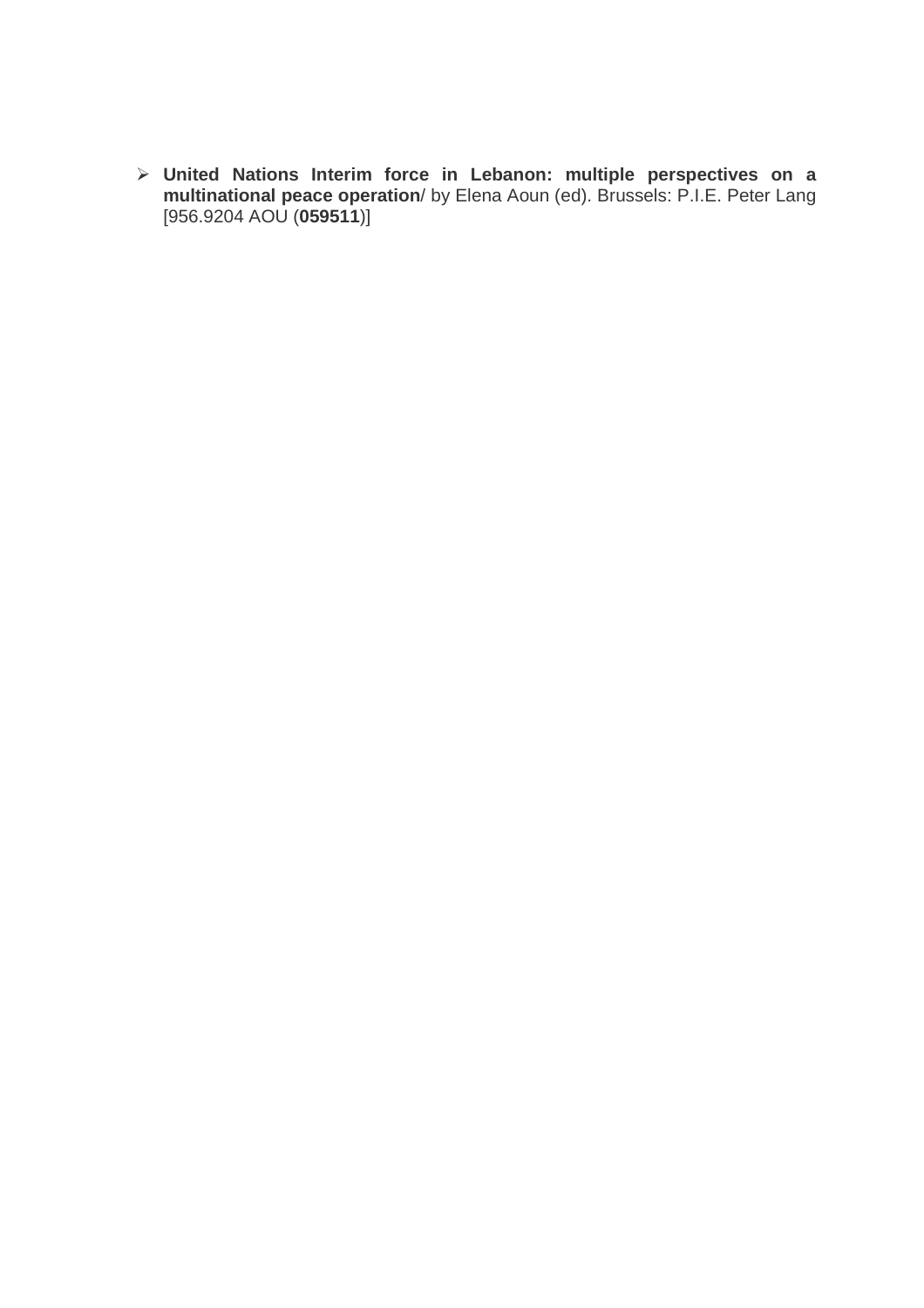- **United Nations Interim force in Lebanon: multiple perspectives on a multinational peace operation**/ by Elena Aoun (ed). Brussels: P.I.E. Peter Lang [956.9204 AOU (**059511**)]